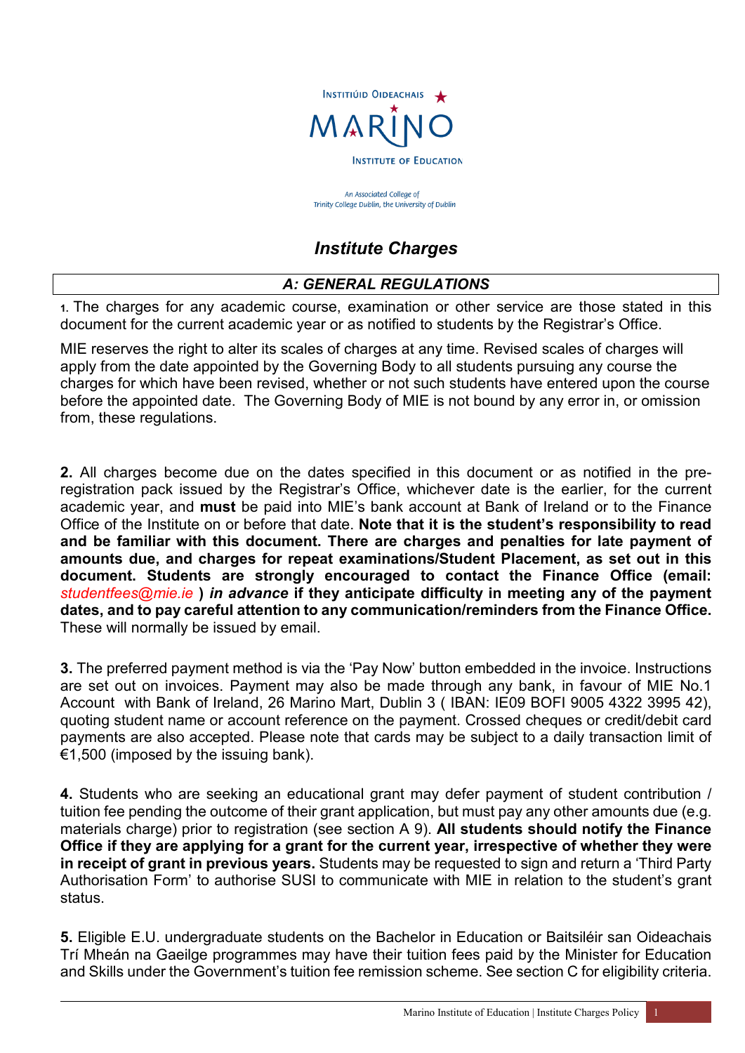Instituid Oideachais
# MARINO
Institute of Education

*An Associated College of Trinity College Dublin, the University of Dublin*

# *Institute Charges*

## *A: GENERAL REGULATIONS*

**1.** The charges for any academic course, examination or other service are those stated in this document for the current academic year or as notified to students by the Registrar's Office.

MIE reserves the right to alter its scales of charges at any time. Revised scales of charges will apply from the date appointed by the Governing Body to all students pursuing any course the charges for which have been revised, whether or not such students have entered upon the course before the appointed date. The Governing Body of MIE is not bound by any error in, or omission from, these regulations.

**2.** All charges become due on the dates specified in this document or as notified in the pre-registration pack issued by the Registrar's Office, whichever date is the earlier, for the current academic year, and **must** be paid into MIE's bank account at Bank of Ireland or to the Finance Office of the Institute on or before that date. **Note that it is the student's responsibility to read and be familiar with this document. There are charges and penalties for late payment of amounts due, and charges for repeat examinations/Student Placement, as set out in this document. Students are strongly encouraged to contact the Finance Office (email:** *studentfees@mie.ie* **)** ***in advance*** **if they anticipate difficulty in meeting any of the payment dates, and to pay careful attention to any communication/reminders from the Finance Office.** These will normally be issued by email.

**3.** The preferred payment method is via the 'Pay Now' button embedded in the invoice. Instructions are set out on invoices. Payment may also be made through any bank, in favour of MIE No.1 Account with Bank of Ireland, 26 Marino Mart, Dublin 3 ( IBAN: IE09 BOFI 9005 4322 3995 42), quoting student name or account reference on the payment. Crossed cheques or credit/debit card payments are also accepted. Please note that cards may be subject to a daily transaction limit of €1,500 (imposed by the issuing bank).

**4.** Students who are seeking an educational grant may defer payment of student contribution / tuition fee pending the outcome of their grant application, but must pay any other amounts due (e.g. materials charge) prior to registration (see section A 9). **All students should notify the Finance Office if they are applying for a grant for the current year, irrespective of whether they were in receipt of grant in previous years.** Students may be requested to sign and return a 'Third Party Authorisation Form' to authorise SUSI to communicate with MIE in relation to the student's grant status.

**5.** Eligible E.U. undergraduate students on the Bachelor in Education or Baitsiléir san Oideachais Trí Mheán na Gaeilge programmes may have their tuition fees paid by the Minister for Education and Skills under the Government's tuition fee remission scheme. See section C for eligibility criteria.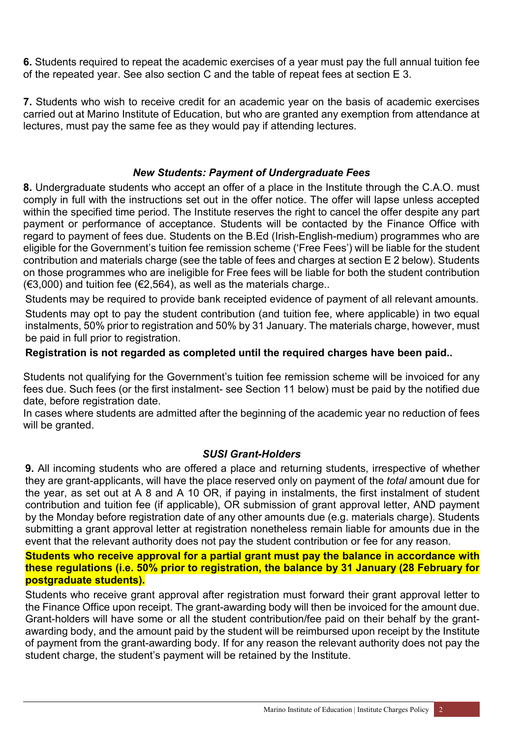**6.** Students required to repeat the academic exercises of a year must pay the full annual tuition fee of the repeated year. See also section C and the table of repeat fees at section E 3.

**7.** Students who wish to receive credit for an academic year on the basis of academic exercises carried out at Marino Institute of Education, but who are granted any exemption from attendance at lectures, must pay the same fee as they would pay if attending lectures.

### *New Students: Payment of Undergraduate Fees*

**8.** Undergraduate students who accept an offer of a place in the Institute through the C.A.O. must comply in full with the instructions set out in the offer notice. The offer will lapse unless accepted within the specified time period. The Institute reserves the right to cancel the offer despite any part payment or performance of acceptance. Students will be contacted by the Finance Office with regard to payment of fees due. Students on the B.Ed (Irish-English-medium) programmes who are eligible for the Government's tuition fee remission scheme ('Free Fees') will be liable for the student contribution and materials charge (see the table of fees and charges at section E 2 below). Students on those programmes who are ineligible for Free fees will be liable for both the student contribution (€3,000) and tuition fee (€2,564), as well as the materials charge..

Students may be required to provide bank receipted evidence of payment of all relevant amounts.

Students may opt to pay the student contribution (and tuition fee, where applicable) in two equal instalments, 50% prior to registration and 50% by 31 January. The materials charge, however, must be paid in full prior to registration.

**Registration is not regarded as completed until the required charges have been paid..**

Students not qualifying for the Government's tuition fee remission scheme will be invoiced for any fees due. Such fees (or the first instalment- see Section 11 below) must be paid by the notified due date, before registration date.

In cases where students are admitted after the beginning of the academic year no reduction of fees will be granted.

### *SUSI Grant-Holders*

**9.** All incoming students who are offered a place and returning students, irrespective of whether they are grant-applicants, will have the place reserved only on payment of the *total* amount due for the year, as set out at A 8 and A 10 OR, if paying in instalments, the first instalment of student contribution and tuition fee (if applicable), OR submission of grant approval letter, AND payment by the Monday before registration date of any other amounts due (e.g. materials charge). Students submitting a grant approval letter at registration nonetheless remain liable for amounts due in the event that the relevant authority does not pay the student contribution or fee for any reason.

**Students who receive approval for a partial grant must pay the balance in accordance with these regulations (i.e. 50% prior to registration, the balance by 31 January (28 February for postgraduate students).**

Students who receive grant approval after registration must forward their grant approval letter to the Finance Office upon receipt. The grant-awarding body will then be invoiced for the amount due. Grant-holders will have some or all the student contribution/fee paid on their behalf by the grant-awarding body, and the amount paid by the student will be reimbursed upon receipt by the Institute of payment from the grant-awarding body. If for any reason the relevant authority does not pay the student charge, the student's payment will be retained by the Institute.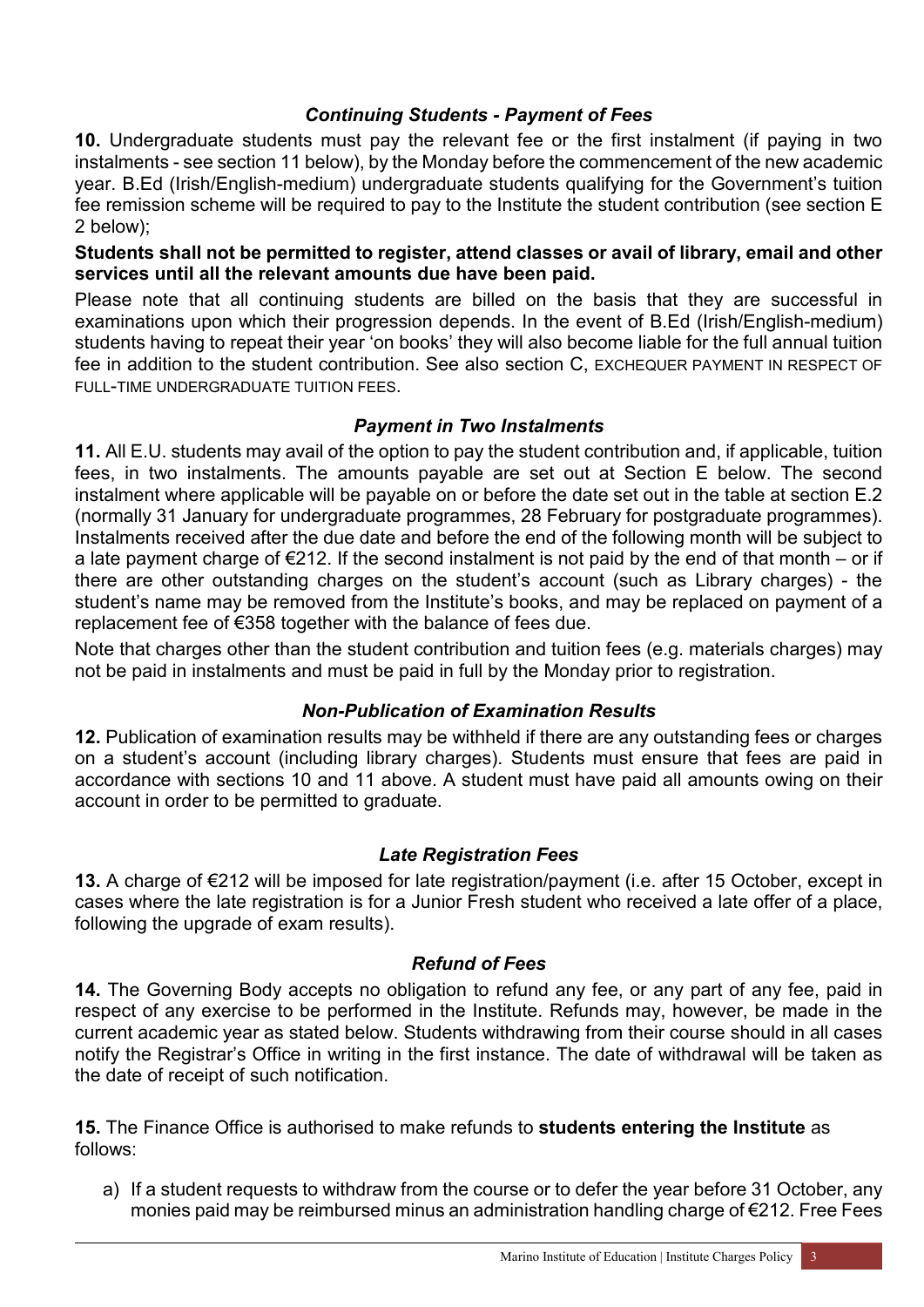### *Continuing Students - Payment of Fees*

**10.** Undergraduate students must pay the relevant fee or the first instalment (if paying in two instalments - see section 11 below), by the Monday before the commencement of the new academic year. B.Ed (Irish/English-medium) undergraduate students qualifying for the Government's tuition fee remission scheme will be required to pay to the Institute the student contribution (see section E 2 below);

**Students shall not be permitted to register, attend classes or avail of library, email and other services until all the relevant amounts due have been paid.**

Please note that all continuing students are billed on the basis that they are successful in examinations upon which their progression depends. In the event of B.Ed (Irish/English-medium) students having to repeat their year 'on books' they will also become liable for the full annual tuition fee in addition to the student contribution. See also section C, EXCHEQUER PAYMENT IN RESPECT OF FULL-TIME UNDERGRADUATE TUITION FEES.

### *Payment in Two Instalments*

**11.** All E.U. students may avail of the option to pay the student contribution and, if applicable, tuition fees, in two instalments. The amounts payable are set out at Section E below. The second instalment where applicable will be payable on or before the date set out in the table at section E.2 (normally 31 January for undergraduate programmes, 28 February for postgraduate programmes). Instalments received after the due date and before the end of the following month will be subject to a late payment charge of €212. If the second instalment is not paid by the end of that month – or if there are other outstanding charges on the student's account (such as Library charges) - the student's name may be removed from the Institute's books, and may be replaced on payment of a replacement fee of €358 together with the balance of fees due.

Note that charges other than the student contribution and tuition fees (e.g. materials charges) may not be paid in instalments and must be paid in full by the Monday prior to registration.

### *Non-Publication of Examination Results*

**12.** Publication of examination results may be withheld if there are any outstanding fees or charges on a student's account (including library charges). Students must ensure that fees are paid in accordance with sections 10 and 11 above. A student must have paid all amounts owing on their account in order to be permitted to graduate.

### *Late Registration Fees*

**13.** A charge of €212 will be imposed for late registration/payment (i.e. after 15 October, except in cases where the late registration is for a Junior Fresh student who received a late offer of a place, following the upgrade of exam results).

### *Refund of Fees*

**14.** The Governing Body accepts no obligation to refund any fee, or any part of any fee, paid in respect of any exercise to be performed in the Institute. Refunds may, however, be made in the current academic year as stated below. Students withdrawing from their course should in all cases notify the Registrar's Office in writing in the first instance. The date of withdrawal will be taken as the date of receipt of such notification.

**15.** The Finance Office is authorised to make refunds to **students entering the Institute** as follows:

a) If a student requests to withdraw from the course or to defer the year before 31 October, any monies paid may be reimbursed minus an administration handling charge of €212. Free Fees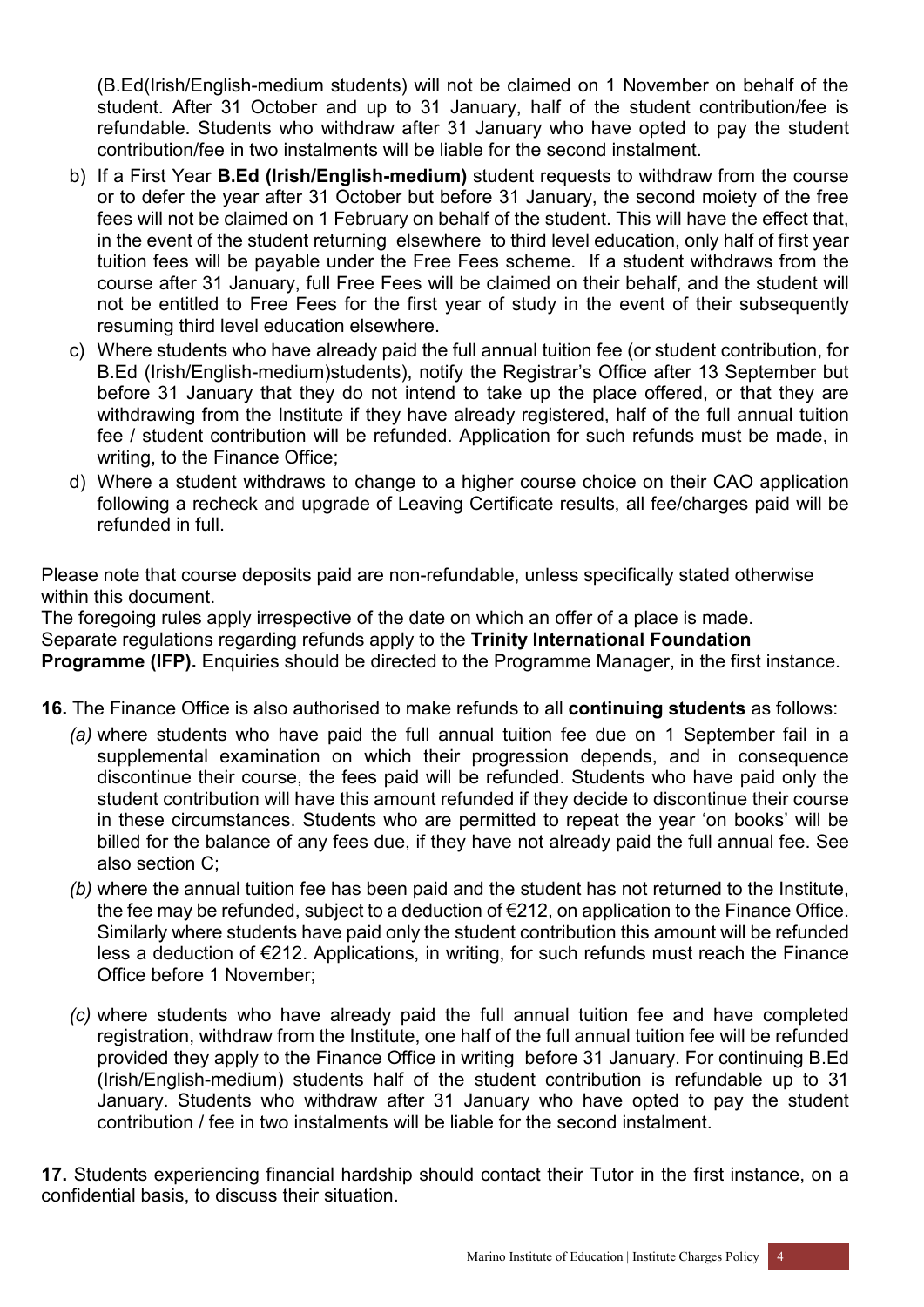(B.Ed(Irish/English-medium students) will not be claimed on 1 November on behalf of the student. After 31 October and up to 31 January, half of the student contribution/fee is refundable. Students who withdraw after 31 January who have opted to pay the student contribution/fee in two instalments will be liable for the second instalment.

b) If a First Year **B.Ed (Irish/English-medium)** student requests to withdraw from the course or to defer the year after 31 October but before 31 January, the second moiety of the free fees will not be claimed on 1 February on behalf of the student. This will have the effect that, in the event of the student returning elsewhere to third level education, only half of first year tuition fees will be payable under the Free Fees scheme. If a student withdraws from the course after 31 January, full Free Fees will be claimed on their behalf, and the student will not be entitled to Free Fees for the first year of study in the event of their subsequently resuming third level education elsewhere.

c) Where students who have already paid the full annual tuition fee (or student contribution, for B.Ed (Irish/English-medium)students), notify the Registrar's Office after 13 September but before 31 January that they do not intend to take up the place offered, or that they are withdrawing from the Institute if they have already registered, half of the full annual tuition fee / student contribution will be refunded. Application for such refunds must be made, in writing, to the Finance Office;

d) Where a student withdraws to change to a higher course choice on their CAO application following a recheck and upgrade of Leaving Certificate results, all fee/charges paid will be refunded in full.

Please note that course deposits paid are non-refundable, unless specifically stated otherwise within this document.

The foregoing rules apply irrespective of the date on which an offer of a place is made.

Separate regulations regarding refunds apply to the **Trinity International Foundation Programme (IFP).** Enquiries should be directed to the Programme Manager, in the first instance.

**16.** The Finance Office is also authorised to make refunds to all **continuing students** as follows:

*(a)* where students who have paid the full annual tuition fee due on 1 September fail in a supplemental examination on which their progression depends, and in consequence discontinue their course, the fees paid will be refunded. Students who have paid only the student contribution will have this amount refunded if they decide to discontinue their course in these circumstances. Students who are permitted to repeat the year 'on books' will be billed for the balance of any fees due, if they have not already paid the full annual fee. See also section C;

*(b)* where the annual tuition fee has been paid and the student has not returned to the Institute, the fee may be refunded, subject to a deduction of €212, on application to the Finance Office. Similarly where students have paid only the student contribution this amount will be refunded less a deduction of €212. Applications, in writing, for such refunds must reach the Finance Office before 1 November;

*(c)* where students who have already paid the full annual tuition fee and have completed registration, withdraw from the Institute, one half of the full annual tuition fee will be refunded provided they apply to the Finance Office in writing before 31 January. For continuing B.Ed (Irish/English-medium) students half of the student contribution is refundable up to 31 January. Students who withdraw after 31 January who have opted to pay the student contribution / fee in two instalments will be liable for the second instalment.

**17.** Students experiencing financial hardship should contact their Tutor in the first instance, on a confidential basis, to discuss their situation.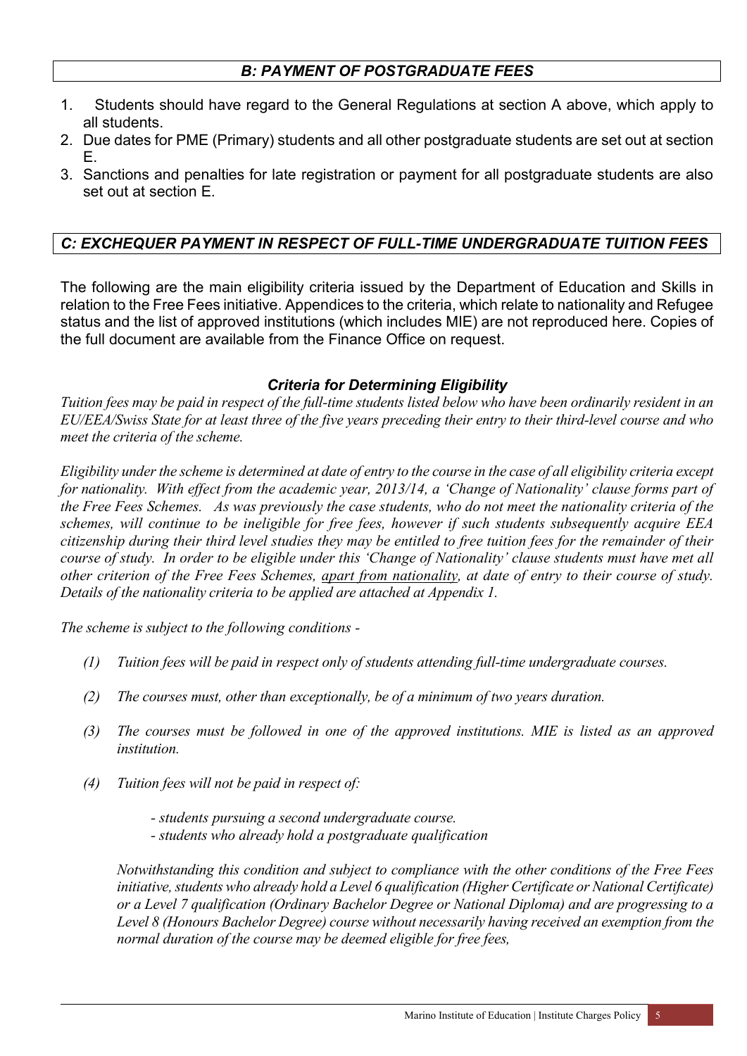## *B: PAYMENT OF POSTGRADUATE FEES*

1. Students should have regard to the General Regulations at section A above, which apply to all students.
2. Due dates for PME (Primary) students and all other postgraduate students are set out at section E.
3. Sanctions and penalties for late registration or payment for all postgraduate students are also set out at section E.

## *C: EXCHEQUER PAYMENT IN RESPECT OF FULL-TIME UNDERGRADUATE TUITION FEES*

The following are the main eligibility criteria issued by the Department of Education and Skills in relation to the Free Fees initiative. Appendices to the criteria, which relate to nationality and Refugee status and the list of approved institutions (which includes MIE) are not reproduced here. Copies of the full document are available from the Finance Office on request.

### *Criteria for Determining Eligibility*

*Tuition fees may be paid in respect of the full-time students listed below who have been ordinarily resident in an EU/EEA/Swiss State for at least three of the five years preceding their entry to their third-level course and who meet the criteria of the scheme.*

*Eligibility under the scheme is determined at date of entry to the course in the case of all eligibility criteria except for nationality. With effect from the academic year, 2013/14, a 'Change of Nationality' clause forms part of the Free Fees Schemes. As was previously the case students, who do not meet the nationality criteria of the schemes, will continue to be ineligible for free fees, however if such students subsequently acquire EEA citizenship during their third level studies they may be entitled to free tuition fees for the remainder of their course of study. In order to be eligible under this 'Change of Nationality' clause students must have met all other criterion of the Free Fees Schemes, <u>apart from nationality</u>, at date of entry to their course of study. Details of the nationality criteria to be applied are attached at Appendix 1.*

*The scheme is subject to the following conditions -*

*(1) Tuition fees will be paid in respect only of students attending full-time undergraduate courses.*

*(2) The courses must, other than exceptionally, be of a minimum of two years duration.*

*(3) The courses must be followed in one of the approved institutions. MIE is listed as an approved institution.*

*(4) Tuition fees will not be paid in respect of:*

- *students pursuing a second undergraduate course.*
- *students who already hold a postgraduate qualification*

*Notwithstanding this condition and subject to compliance with the other conditions of the Free Fees initiative, students who already hold a Level 6 qualification (Higher Certificate or National Certificate) or a Level 7 qualification (Ordinary Bachelor Degree or National Diploma) and are progressing to a Level 8 (Honours Bachelor Degree) course without necessarily having received an exemption from the normal duration of the course may be deemed eligible for free fees,*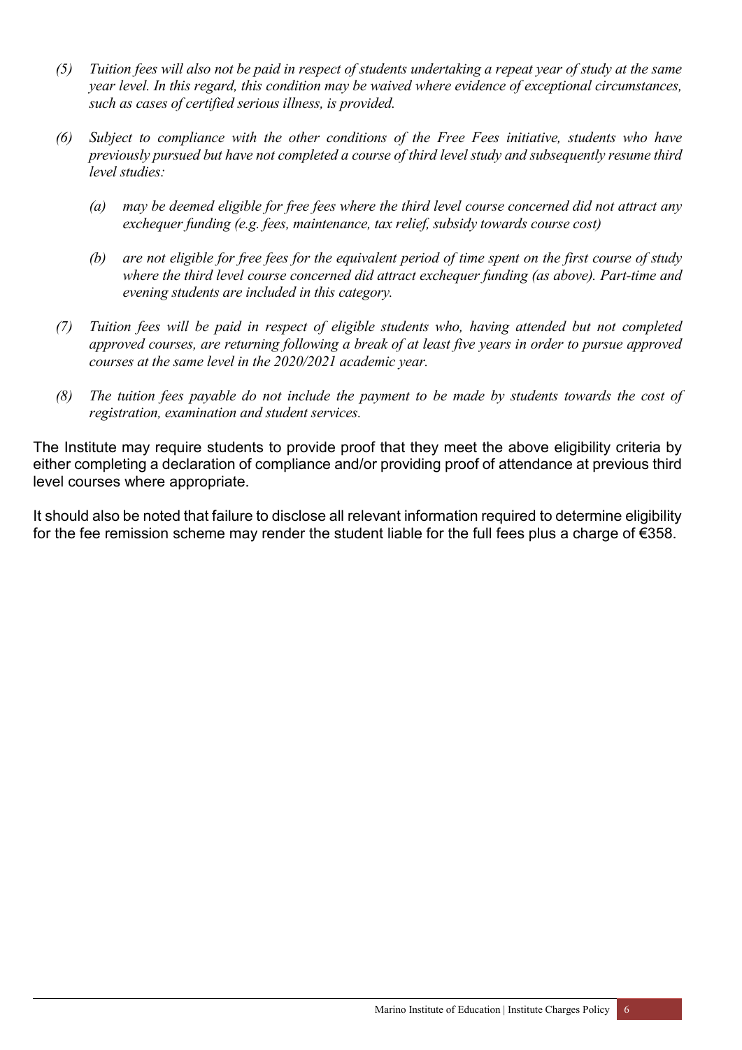*(5) Tuition fees will also not be paid in respect of students undertaking a repeat year of study at the same year level. In this regard, this condition may be waived where evidence of exceptional circumstances, such as cases of certified serious illness, is provided.*

*(6) Subject to compliance with the other conditions of the Free Fees initiative, students who have previously pursued but have not completed a course of third level study and subsequently resume third level studies:*

- *(a) may be deemed eligible for free fees where the third level course concerned did not attract any exchequer funding (e.g. fees, maintenance, tax relief, subsidy towards course cost)*
- *(b) are not eligible for free fees for the equivalent period of time spent on the first course of study where the third level course concerned did attract exchequer funding (as above). Part-time and evening students are included in this category.*

*(7) Tuition fees will be paid in respect of eligible students who, having attended but not completed approved courses, are returning following a break of at least five years in order to pursue approved courses at the same level in the 2020/2021 academic year.*

*(8) The tuition fees payable do not include the payment to be made by students towards the cost of registration, examination and student services.*

The Institute may require students to provide proof that they meet the above eligibility criteria by either completing a declaration of compliance and/or providing proof of attendance at previous third level courses where appropriate.

It should also be noted that failure to disclose all relevant information required to determine eligibility for the fee remission scheme may render the student liable for the full fees plus a charge of €358.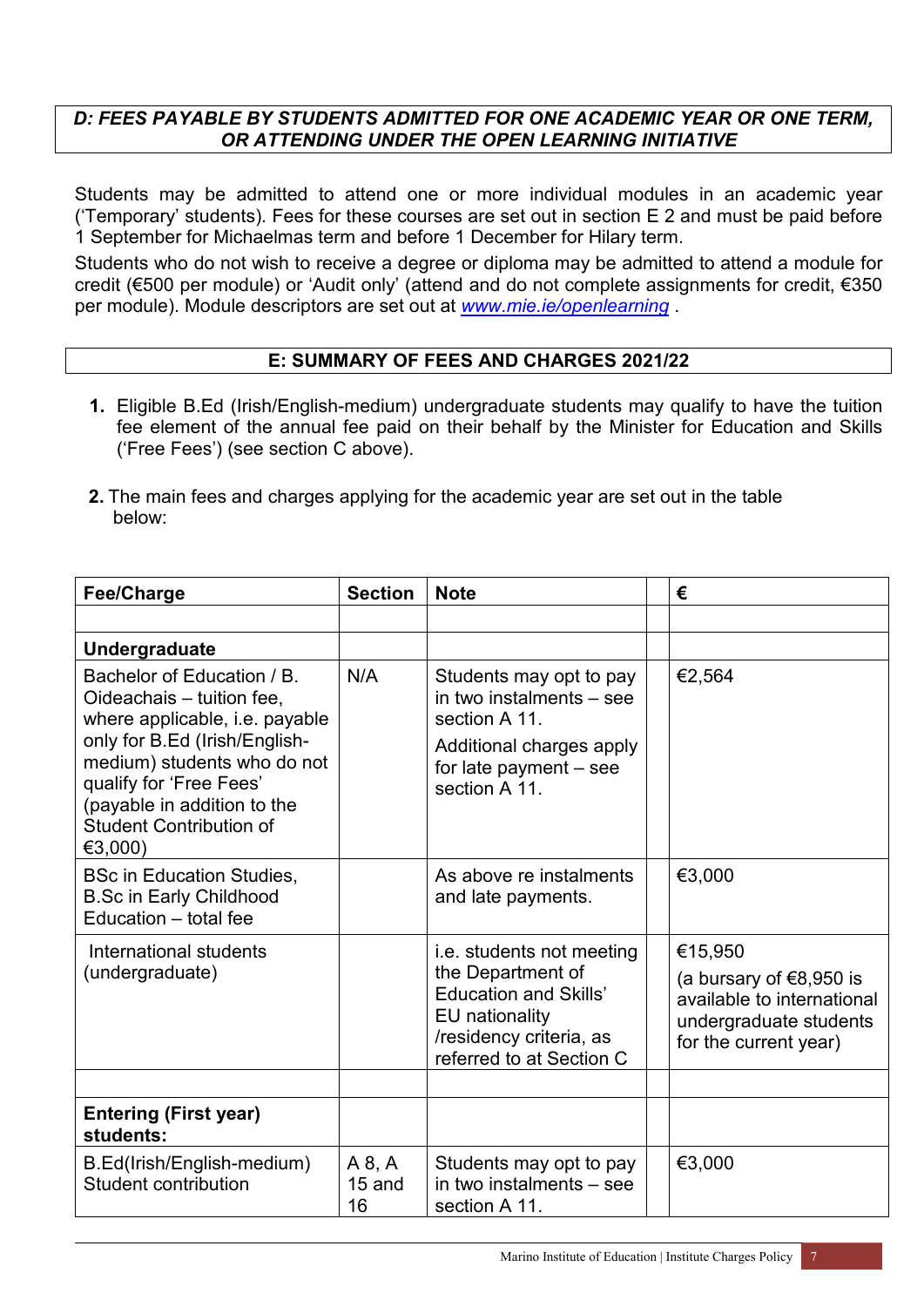## *D: FEES PAYABLE BY STUDENTS ADMITTED FOR ONE ACADEMIC YEAR OR ONE TERM, OR ATTENDING UNDER THE OPEN LEARNING INITIATIVE*

Students may be admitted to attend one or more individual modules in an academic year ('Temporary' students). Fees for these courses are set out in section E 2 and must be paid before 1 September for Michaelmas term and before 1 December for Hilary term.

Students who do not wish to receive a degree or diploma may be admitted to attend a module for credit (€500 per module) or 'Audit only' (attend and do not complete assignments for credit, €350 per module). Module descriptors are set out at [www.mie.ie/openlearning](www.mie.ie/openlearning) .

## E: SUMMARY OF FEES AND CHARGES 2021/22

1. Eligible B.Ed (Irish/English-medium) undergraduate students may qualify to have the tuition fee element of the annual fee paid on their behalf by the Minister for Education and Skills ('Free Fees') (see section C above).

2. The main fees and charges applying for the academic year are set out in the table below:

| Fee/Charge | Section | Note | | € |
|---|---|---|---|---|
| | | | | |
| **Undergraduate** | | | | |
| Bachelor of Education / B. Oideachais – tuition fee, where applicable, i.e. payable only for B.Ed (Irish/English-medium) students who do not qualify for 'Free Fees' (payable in addition to the Student Contribution of €3,000) | N/A | Students may opt to pay in two instalments – see section A 11. Additional charges apply for late payment – see section A 11. | | €2,564 |
| BSc in Education Studies, B.Sc in Early Childhood Education – total fee | | As above re instalments and late payments. | | €3,000 |
| International students (undergraduate) | | i.e. students not meeting the Department of Education and Skills' EU nationality /residency criteria, as referred to at Section C | | €15,950 (a bursary of €8,950 is available to international undergraduate students for the current year) |
| | | | | |
| **Entering (First year) students:** | | | | |
| B.Ed(Irish/English-medium) Student contribution | A 8, A 15 and 16 | Students may opt to pay in two instalments – see section A 11. | | €3,000 |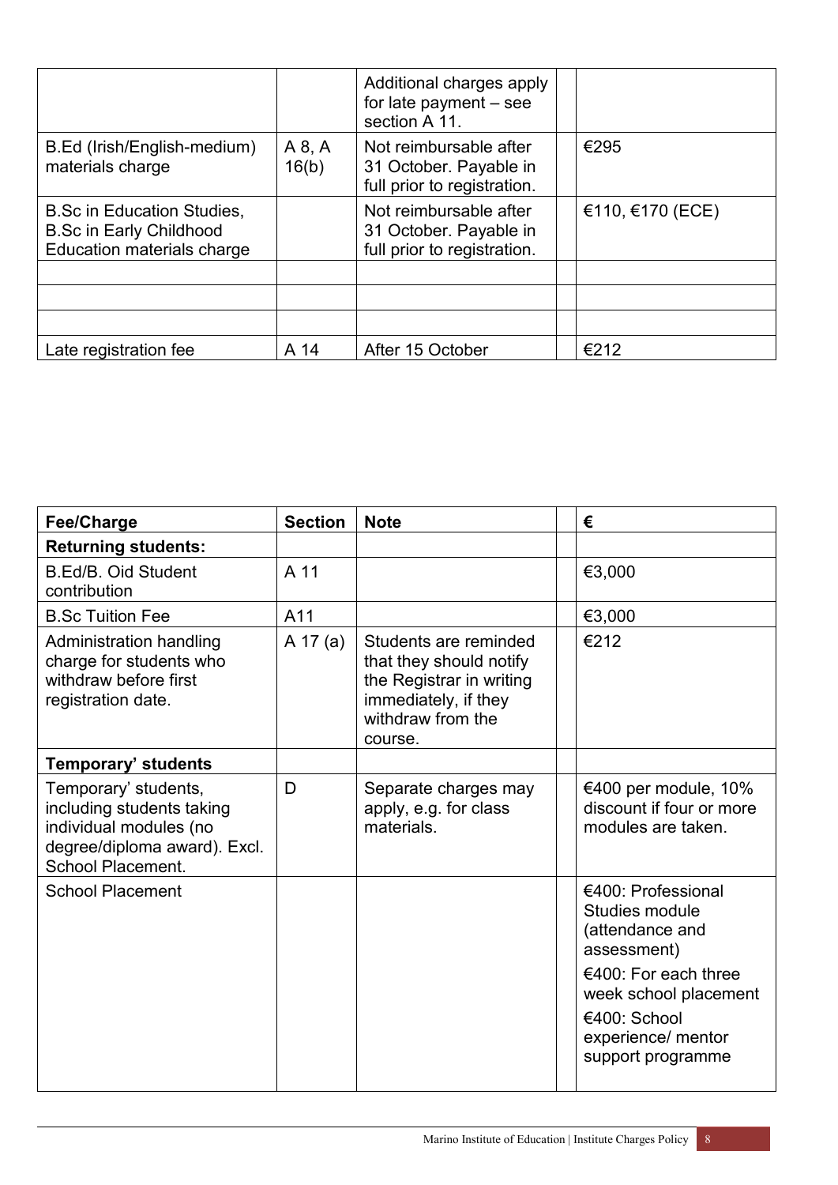| | | | | |
|---|---|---|---|---|
| | | Additional charges apply for late payment – see section A 11. | | |
| B.Ed (Irish/English-medium) materials charge | A 8, A 16(b) | Not reimbursable after 31 October. Payable in full prior to registration. | | €295 |
| B.Sc in Education Studies, B.Sc in Early Childhood Education materials charge | | Not reimbursable after 31 October. Payable in full prior to registration. | | €110, €170 (ECE) |
| | | | | |
| | | | | |
| | | | | |
| Late registration fee | A 14 | After 15 October | | €212 |

| Fee/Charge | Section | Note | | € |
|---|---|---|---|---|
| **Returning students:** | | | | |
| B.Ed/B. Oid Student contribution | A 11 | | | €3,000 |
| B.Sc Tuition Fee | A11 | | | €3,000 |
| Administration handling charge for students who withdraw before first registration date. | A 17 (a) | Students are reminded that they should notify the Registrar in writing immediately, if they withdraw from the course. | | €212 |
| **Temporary' students** | | | | |
| Temporary' students, including students taking individual modules (no degree/diploma award). Excl. School Placement. | D | Separate charges may apply, e.g. for class materials. | | €400 per module, 10% discount if four or more modules are taken. |
| School Placement | | | | €400: Professional Studies module (attendance and assessment) €400: For each three week school placement €400: School experience/ mentor support programme |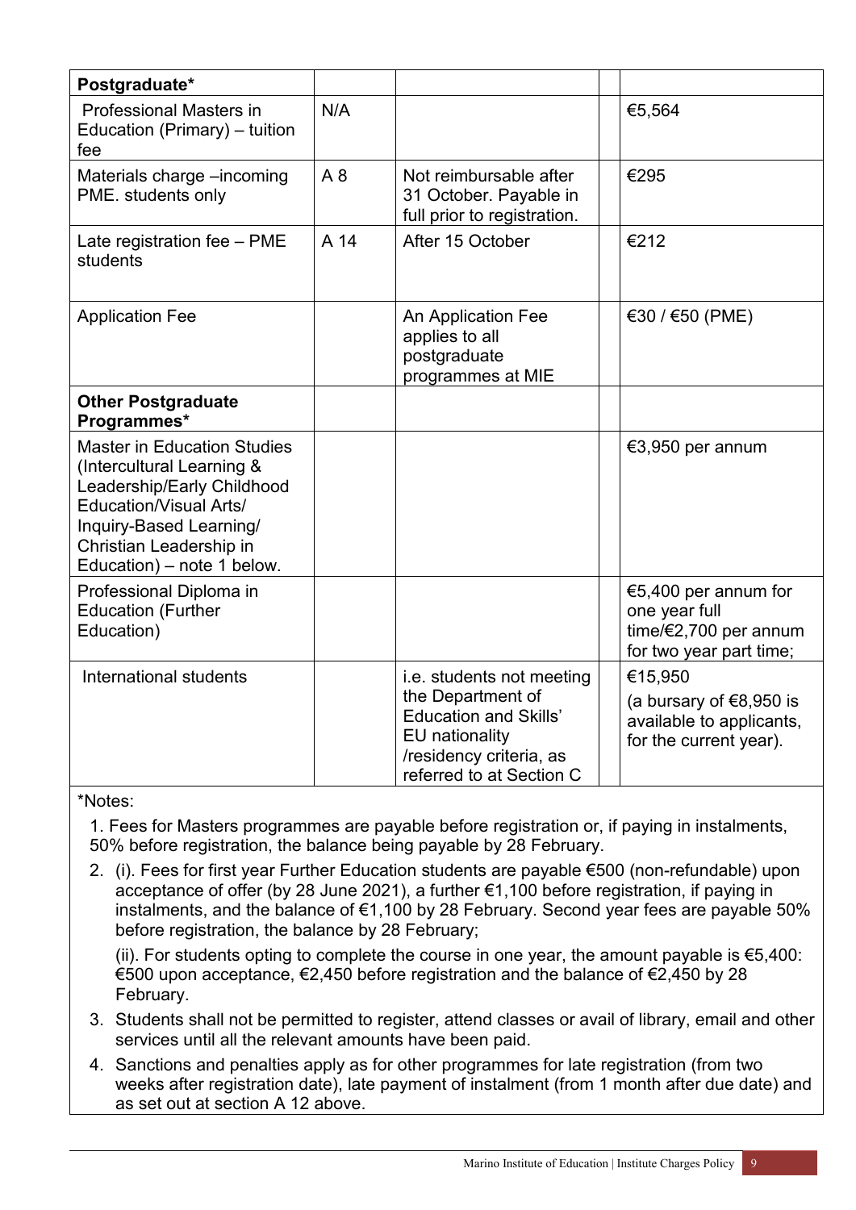| **Postgraduate*** | | | | |
|---|---|---|---|---|
| Professional Masters in Education (Primary) – tuition fee | N/A | | | €5,564 |
| Materials charge –incoming PME. students only | A 8 | Not reimbursable after 31 October. Payable in full prior to registration. | | €295 |
| Late registration fee – PME students | A 14 | After 15 October | | €212 |
| Application Fee | | An Application Fee applies to all postgraduate programmes at MIE | | €30 / €50 (PME) |
| **Other Postgraduate Programmes*** | | | | |
| Master in Education Studies (Intercultural Learning & Leadership/Early Childhood Education/Visual Arts/ Inquiry-Based Learning/ Christian Leadership in Education) – note 1 below. | | | | €3,950 per annum |
| Professional Diploma in Education (Further Education) | | | | €5,400 per annum for one year full time/€2,700 per annum for two year part time; |
| International students | | i.e. students not meeting the Department of Education and Skills' EU nationality /residency criteria, as referred to at Section C | | €15,950 (a bursary of €8,950 is available to applicants, for the current year). |

*Notes:

1. Fees for Masters programmes are payable before registration or, if paying in instalments, 50% before registration, the balance being payable by 28 February.
2. (i). Fees for first year Further Education students are payable €500 (non-refundable) upon acceptance of offer (by 28 June 2021), a further €1,100 before registration, if paying in instalments, and the balance of €1,100 by 28 February. Second year fees are payable 50% before registration, the balance by 28 February;

   (ii). For students opting to complete the course in one year, the amount payable is €5,400: €500 upon acceptance, €2,450 before registration and the balance of €2,450 by 28 February.
3. Students shall not be permitted to register, attend classes or avail of library, email and other services until all the relevant amounts have been paid.
4. Sanctions and penalties apply as for other programmes for late registration (from two weeks after registration date), late payment of instalment (from 1 month after due date) and as set out at section A 12 above.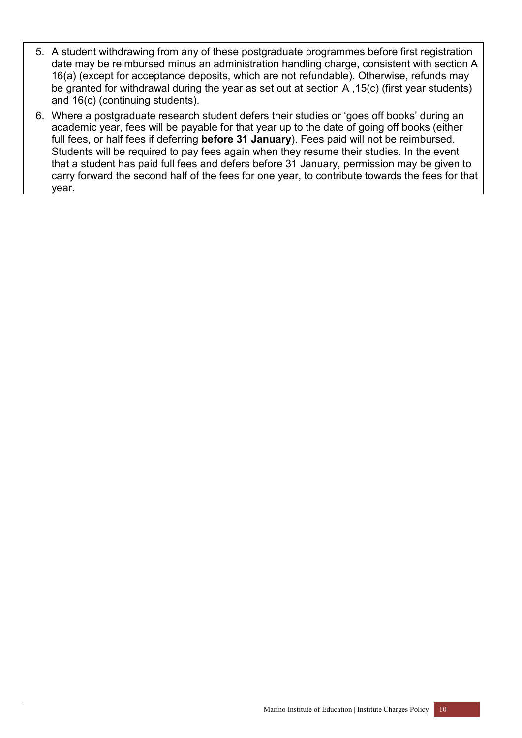5. A student withdrawing from any of these postgraduate programmes before first registration date may be reimbursed minus an administration handling charge, consistent with section A 16(a) (except for acceptance deposits, which are not refundable). Otherwise, refunds may be granted for withdrawal during the year as set out at section A ,15(c) (first year students) and 16(c) (continuing students).
6. Where a postgraduate research student defers their studies or 'goes off books' during an academic year, fees will be payable for that year up to the date of going off books (either full fees, or half fees if deferring **before 31 January**). Fees paid will not be reimbursed. Students will be required to pay fees again when they resume their studies. In the event that a student has paid full fees and defers before 31 January, permission may be given to carry forward the second half of the fees for one year, to contribute towards the fees for that year.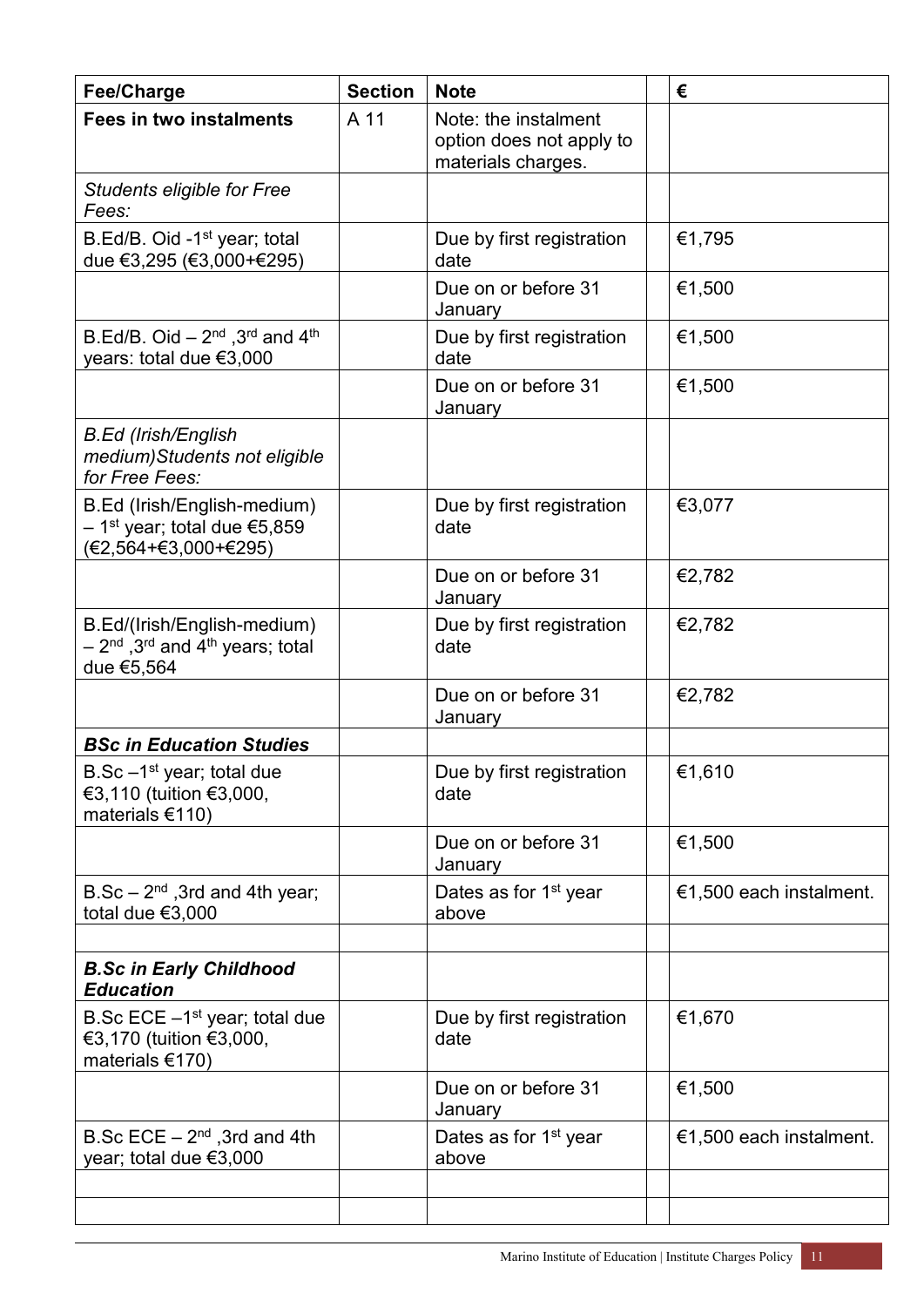| Fee/Charge | Section | Note | | € |
|---|---|---|---|---|
| **Fees in two instalments** | A 11 | Note: the instalment option does not apply to materials charges. | | |
| *Students eligible for Free Fees:* | | | | |
| B.Ed/B. Oid -1st year; total due €3,295 (€3,000+€295) | | Due by first registration date | | €1,795 |
| | | Due on or before 31 January | | €1,500 |
| B.Ed/B. Oid – 2nd ,3rd and 4th years: total due €3,000 | | Due by first registration date | | €1,500 |
| | | Due on or before 31 January | | €1,500 |
| *B.Ed (Irish/English medium)Students not eligible for Free Fees:* | | | | |
| B.Ed (Irish/English-medium) – 1st year; total due €5,859 (€2,564+€3,000+€295) | | Due by first registration date | | €3,077 |
| | | Due on or before 31 January | | €2,782 |
| B.Ed/(Irish/English-medium) – 2nd ,3rd and 4th years; total due €5,564 | | Due by first registration date | | €2,782 |
| | | Due on or before 31 January | | €2,782 |
| ***BSc in Education Studies*** | | | | |
| B.Sc –1st year; total due €3,110 (tuition €3,000, materials €110) | | Due by first registration date | | €1,610 |
| | | Due on or before 31 January | | €1,500 |
| B.Sc – 2nd ,3rd and 4th year; total due €3,000 | | Dates as for 1st year above | | €1,500 each instalment. |
| | | | | |
| ***B.Sc in Early Childhood Education*** | | | | |
| B.Sc ECE –1st year; total due €3,170 (tuition €3,000, materials €170) | | Due by first registration date | | €1,670 |
| | | Due on or before 31 January | | €1,500 |
| B.Sc ECE – 2nd ,3rd and 4th year; total due €3,000 | | Dates as for 1st year above | | €1,500 each instalment. |
| | | | | |
| | | | | |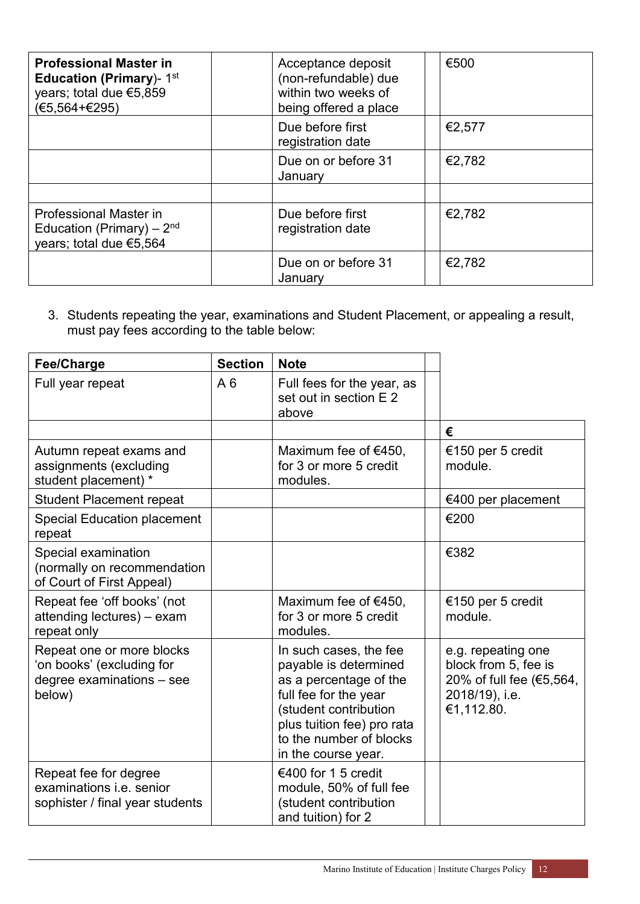| **Professional Master in Education (Primary)**- 1st years; total due €5,859 (€5,564+€295) | | Acceptance deposit (non-refundable) due within two weeks of being offered a place | | €500 |
|---|---|---|---|---|
| | | Due before first registration date | | €2,577 |
| | | Due on or before 31 January | | €2,782 |
| | | | | |
| Professional Master in Education (Primary) – 2nd years; total due €5,564 | | Due before first registration date | | €2,782 |
| | | Due on or before 31 January | | €2,782 |

3. Students repeating the year, examinations and Student Placement, or appealing a result, must pay fees according to the table below:

| **Fee/Charge** | **Section** | **Note** | | |
|---|---|---|---|---|
| Full year repeat | A 6 | Full fees for the year, as set out in section E 2 above | | |
| | | | | **€** |
| Autumn repeat exams and assignments (excluding student placement) * | | Maximum fee of €450, for 3 or more 5 credit modules. | | €150 per 5 credit module. |
| Student Placement repeat | | | | €400 per placement |
| Special Education placement repeat | | | | €200 |
| Special examination (normally on recommendation of Court of First Appeal) | | | | €382 |
| Repeat fee 'off books' (not attending lectures) – exam repeat only | | Maximum fee of €450, for 3 or more 5 credit modules. | | €150 per 5 credit module. |
| Repeat one or more blocks 'on books' (excluding for degree examinations – see below) | | In such cases, the fee payable is determined as a percentage of the full fee for the year (student contribution plus tuition fee) pro rata to the number of blocks in the course year. | | e.g. repeating one block from 5, fee is 20% of full fee (€5,564, 2018/19), i.e. €1,112.80. |
| Repeat fee for degree examinations i.e. senior sophister / final year students | | €400 for 1 5 credit module, 50% of full fee (student contribution and tuition) for 2 | | |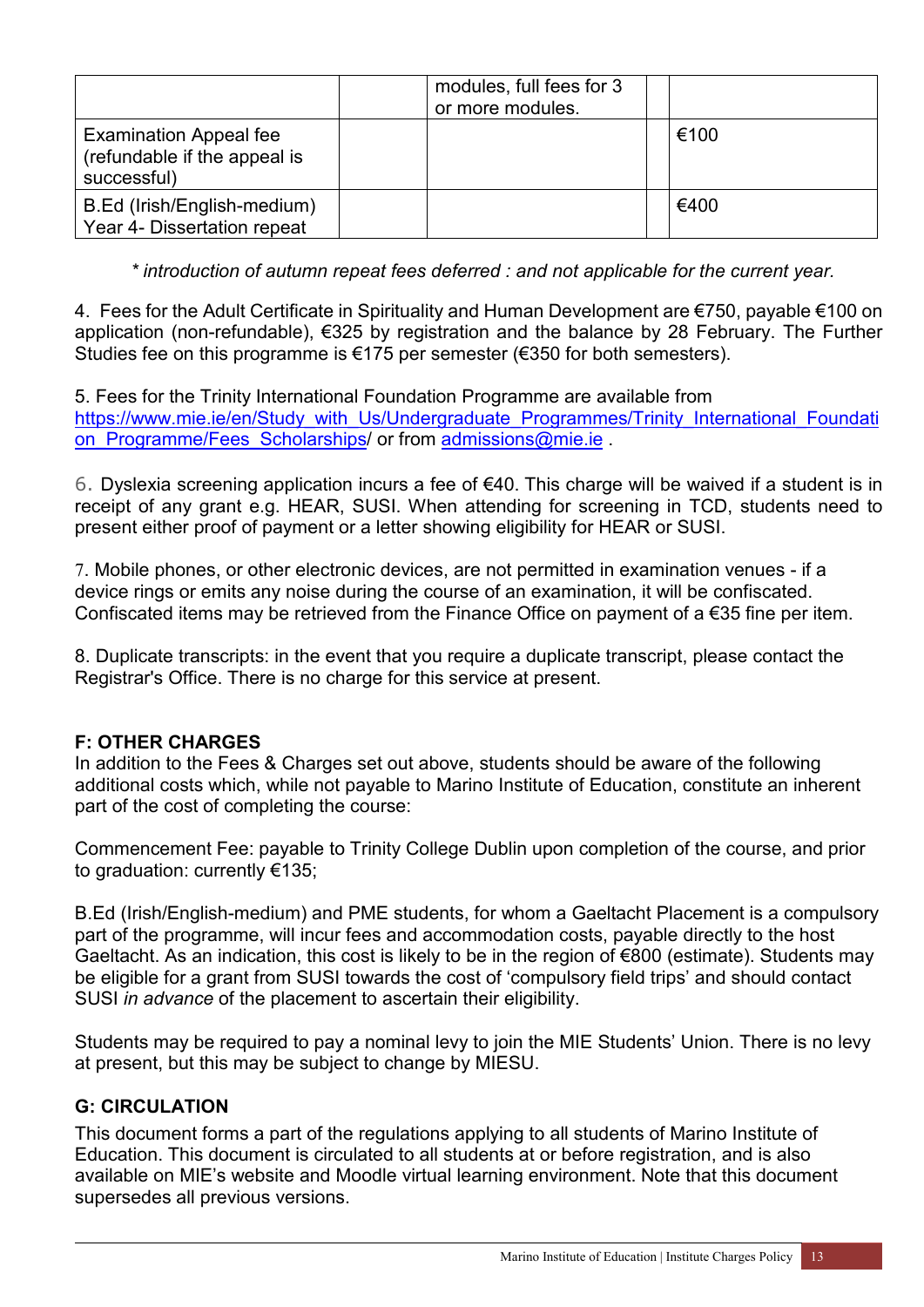| | | | | |
|---|---|---|---|---|
| | | modules, full fees for 3 or more modules. | | |
| Examination Appeal fee (refundable if the appeal is successful) | | | | €100 |
| B.Ed (Irish/English-medium) Year 4- Dissertation repeat | | | | €400 |

*\* introduction of autumn repeat fees deferred : and not applicable for the current year.*

4. Fees for the Adult Certificate in Spirituality and Human Development are €750, payable €100 on application (non-refundable), €325 by registration and the balance by 28 February. The Further Studies fee on this programme is €175 per semester (€350 for both semesters).

5. Fees for the Trinity International Foundation Programme are available from [https://www.mie.ie/en/Study_with_Us/Undergraduate_Programmes/Trinity_International_Foundation_Programme/Fees_Scholarships](https://www.mie.ie/en/Study_with_Us/Undergraduate_Programmes/Trinity_International_Foundation_Programme/Fees_Scholarships)/ or from [admissions@mie.ie](mailto:admissions@mie.ie) .

6. Dyslexia screening application incurs a fee of €40. This charge will be waived if a student is in receipt of any grant e.g. HEAR, SUSI. When attending for screening in TCD, students need to present either proof of payment or a letter showing eligibility for HEAR or SUSI.

7. Mobile phones, or other electronic devices, are not permitted in examination venues - if a device rings or emits any noise during the course of an examination, it will be confiscated. Confiscated items may be retrieved from the Finance Office on payment of a €35 fine per item.

8. Duplicate transcripts: in the event that you require a duplicate transcript, please contact the Registrar's Office. There is no charge for this service at present.

**F: OTHER CHARGES**

In addition to the Fees & Charges set out above, students should be aware of the following additional costs which, while not payable to Marino Institute of Education, constitute an inherent part of the cost of completing the course:

Commencement Fee: payable to Trinity College Dublin upon completion of the course, and prior to graduation: currently €135;

B.Ed (Irish/English-medium) and PME students, for whom a Gaeltacht Placement is a compulsory part of the programme, will incur fees and accommodation costs, payable directly to the host Gaeltacht. As an indication, this cost is likely to be in the region of €800 (estimate). Students may be eligible for a grant from SUSI towards the cost of 'compulsory field trips' and should contact SUSI *in advance* of the placement to ascertain their eligibility.

Students may be required to pay a nominal levy to join the MIE Students' Union. There is no levy at present, but this may be subject to change by MIESU.

**G: CIRCULATION**

This document forms a part of the regulations applying to all students of Marino Institute of Education. This document is circulated to all students at or before registration, and is also available on MIE's website and Moodle virtual learning environment. Note that this document supersedes all previous versions.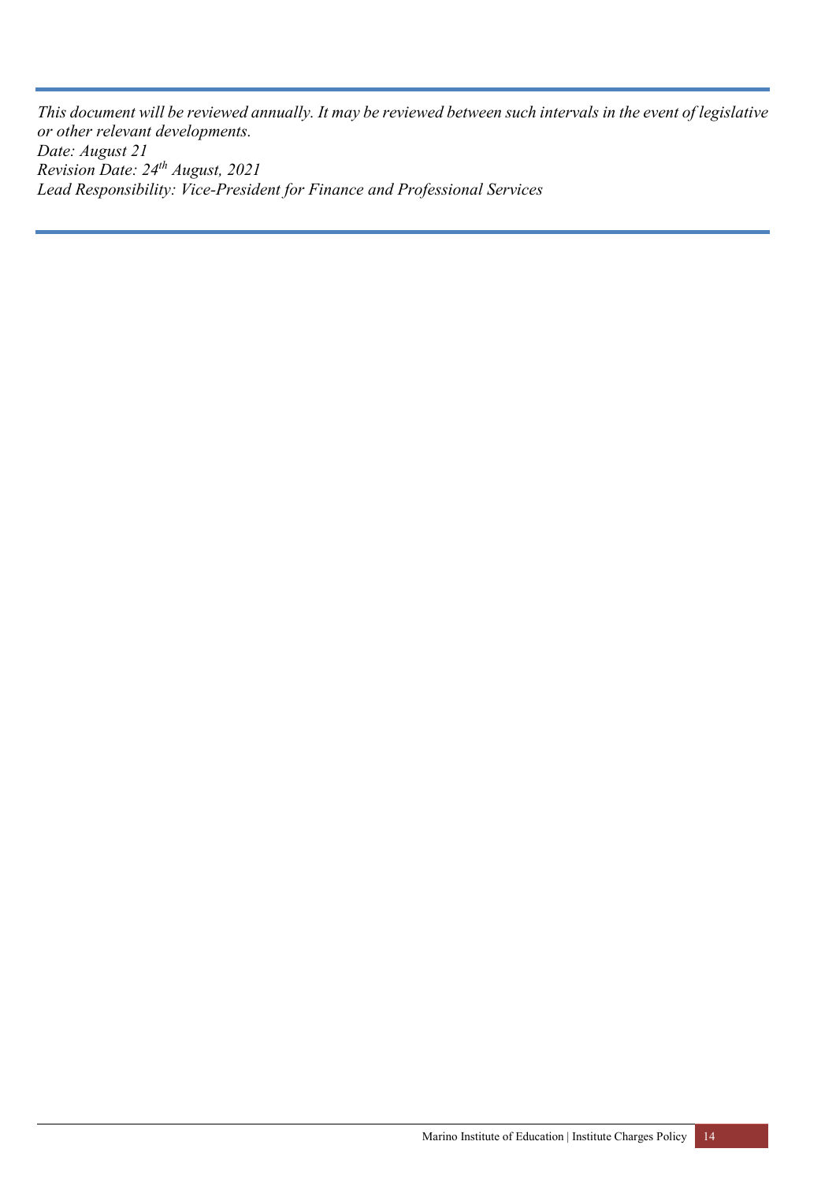*This document will be reviewed annually. It may be reviewed between such intervals in the event of legislative or other relevant developments.*
*Date: August 21*
*Revision Date: 24th August, 2021*
*Lead Responsibility: Vice-President for Finance and Professional Services*